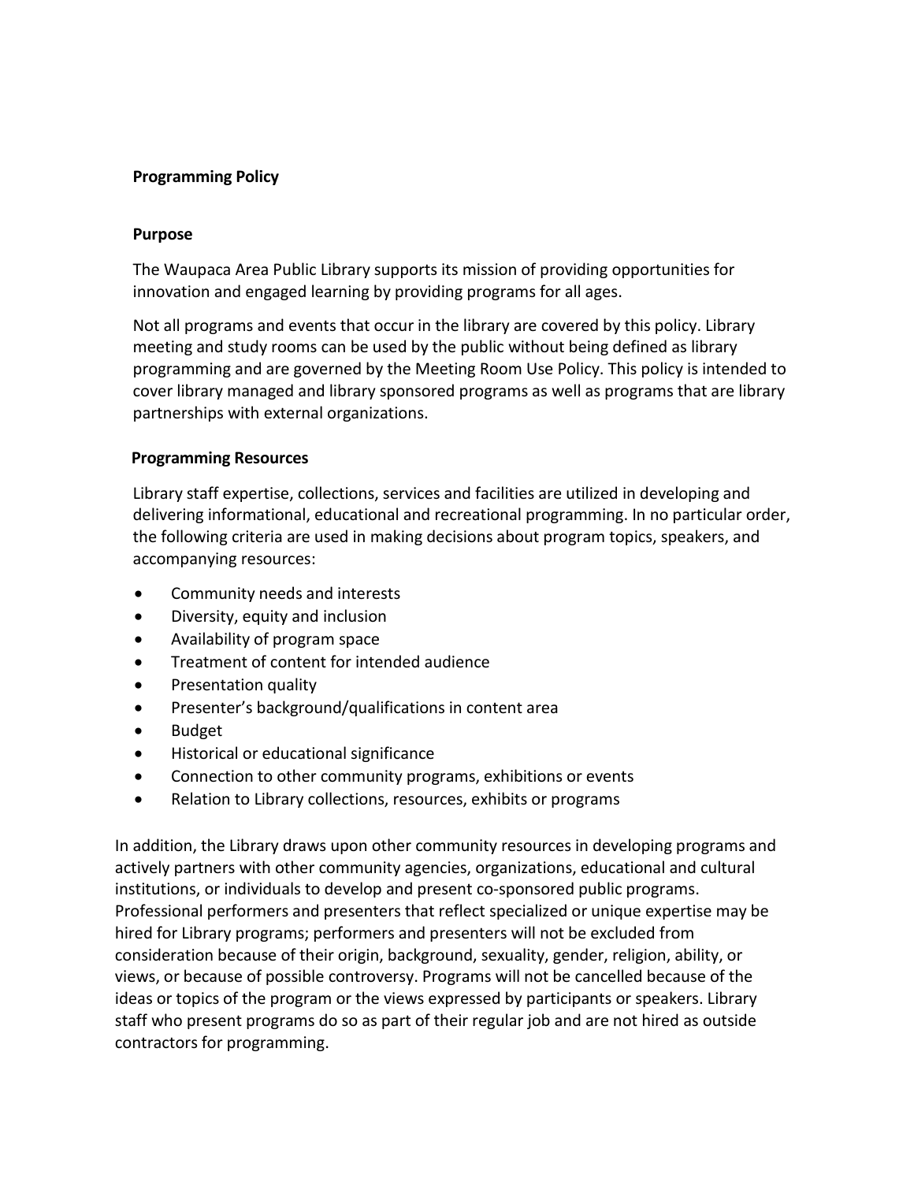# Programming Policy

## Purpose

The Waupaca Area Public Library supports its mission of providing opportunities for innovation and engaged learning by providing programs for all ages.

Not all programs and events that occur in the library are covered by this policy. Library meeting and study rooms can be used by the public without being defined as library programming and are governed by the Meeting Room Use Policy. This policy is intended to cover library managed and library sponsored programs as well as programs that are library partnerships with external organizations.

## Programming Resources

Library staff expertise, collections, services and facilities are utilized in developing and delivering informational, educational and recreational programming. In no particular order, the following criteria are used in making decisions about program topics, speakers, and accompanying resources:

- Community needs and interests
- Diversity, equity and inclusion
- Availability of program space
- Treatment of content for intended audience
- Presentation quality
- Presenter's background/qualifications in content area
- Budget
- Historical or educational significance
- Connection to other community programs, exhibitions or events
- Relation to Library collections, resources, exhibits or programs

In addition, the Library draws upon other community resources in developing programs and actively partners with other community agencies, organizations, educational and cultural institutions, or individuals to develop and present co-sponsored public programs. Professional performers and presenters that reflect specialized or unique expertise may be hired for Library programs; performers and presenters will not be excluded from consideration because of their origin, background, sexuality, gender, religion, ability, or views, or because of possible controversy. Programs will not be cancelled because of the ideas or topics of the program or the views expressed by participants or speakers. Library staff who present programs do so as part of their regular job and are not hired as outside contractors for programming.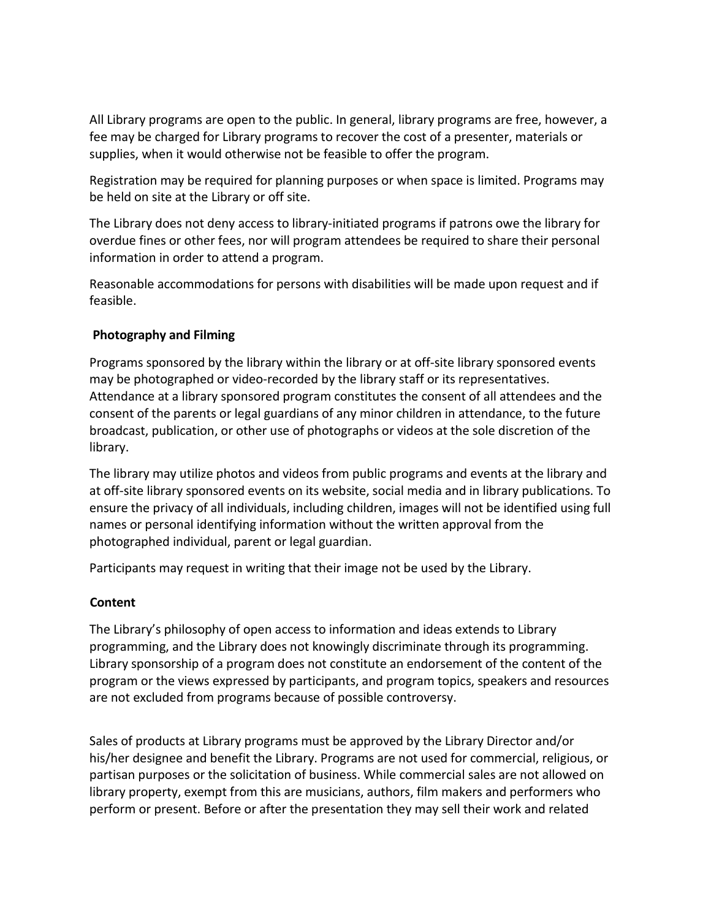All Library programs are open to the public. In general, library programs are free, however, a fee may be charged for Library programs to recover the cost of a presenter, materials or supplies, when it would otherwise not be feasible to offer the program.

Registration may be required for planning purposes or when space is limited. Programs may be held on site at the Library or off site.

The Library does not deny access to library-initiated programs if patrons owe the library for overdue fines or other fees, nor will program attendees be required to share their personal information in order to attend a program.

Reasonable accommodations for persons with disabilities will be made upon request and if feasible.

**Photography and Filming**

Programs sponsored by the library within the library or at off-site library sponsored events may be photographed or video-recorded by the library staff or its representatives. Attendance at a library sponsored program constitutes the consent of all attendees and the consent of the parents or legal guardians of any minor children in attendance, to the future broadcast, publication, or other use of photographs or videos at the sole discretion of the library.

The library may utilize photos and videos from public programs and events at the library and at off-site library sponsored events on its website, social media and in library publications. To ensure the privacy of all individuals, including children, images will not be identified using full names or personal identifying information without the written approval from the photographed individual, parent or legal guardian.

Participants may request in writing that their image not be used by the Library.

**Content**

The Library's philosophy of open access to information and ideas extends to Library programming, and the Library does not knowingly discriminate through its programming. Library sponsorship of a program does not constitute an endorsement of the content of the program or the views expressed by participants, and program topics, speakers and resources are not excluded from programs because of possible controversy.

Sales of products at Library programs must be approved by the Library Director and/or his/her designee and benefit the Library. Programs are not used for commercial, religious, or partisan purposes or the solicitation of business. While commercial sales are not allowed on library property, exempt from this are musicians, authors, film makers and performers who perform or present. Before or after the presentation they may sell their work and related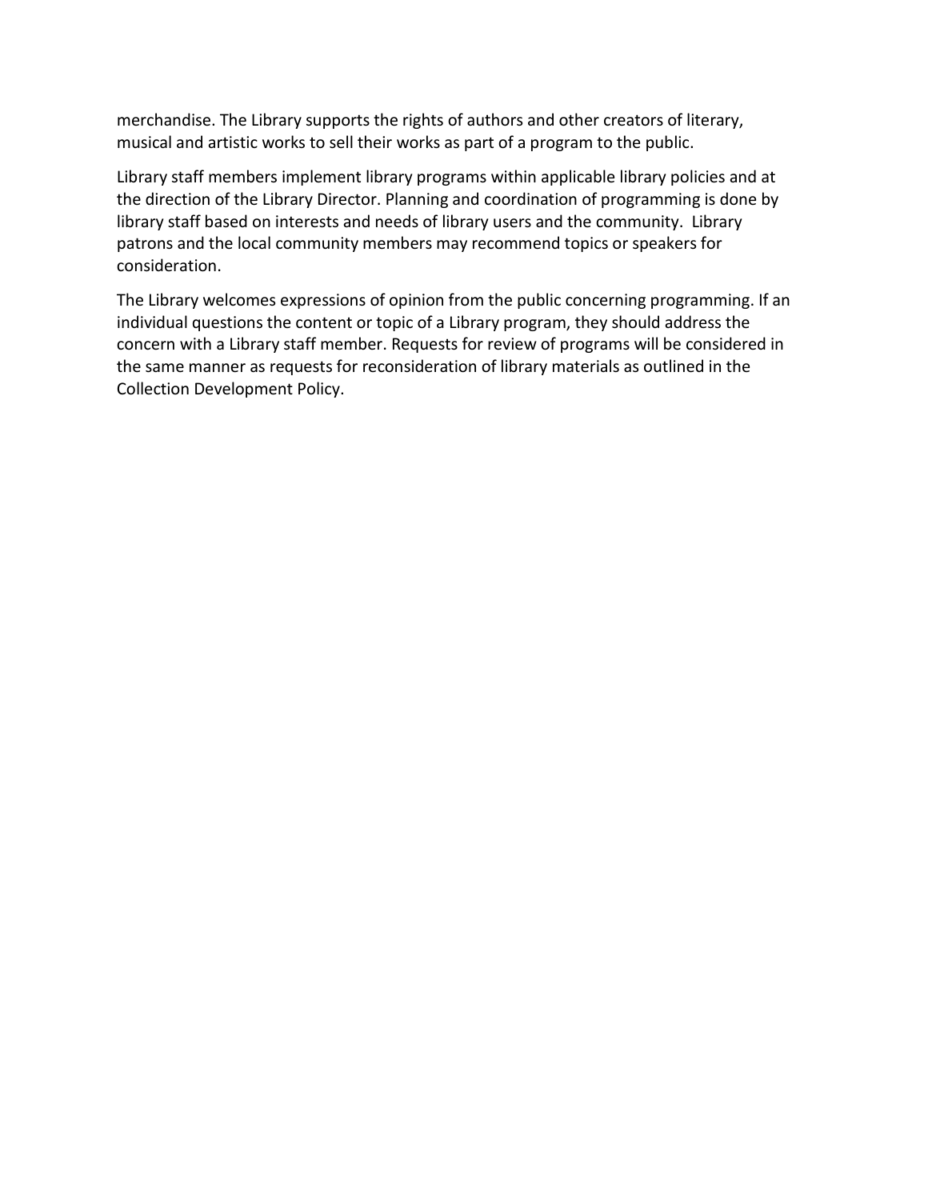merchandise. The Library supports the rights of authors and other creators of literary, musical and artistic works to sell their works as part of a program to the public.

Library staff members implement library programs within applicable library policies and at the direction of the Library Director. Planning and coordination of programming is done by library staff based on interests and needs of library users and the community. Library patrons and the local community members may recommend topics or speakers for consideration.

The Library welcomes expressions of opinion from the public concerning programming. If an individual questions the content or topic of a Library program, they should address the concern with a Library staff member. Requests for review of programs will be considered in the same manner as requests for reconsideration of library materials as outlined in the Collection Development Policy.